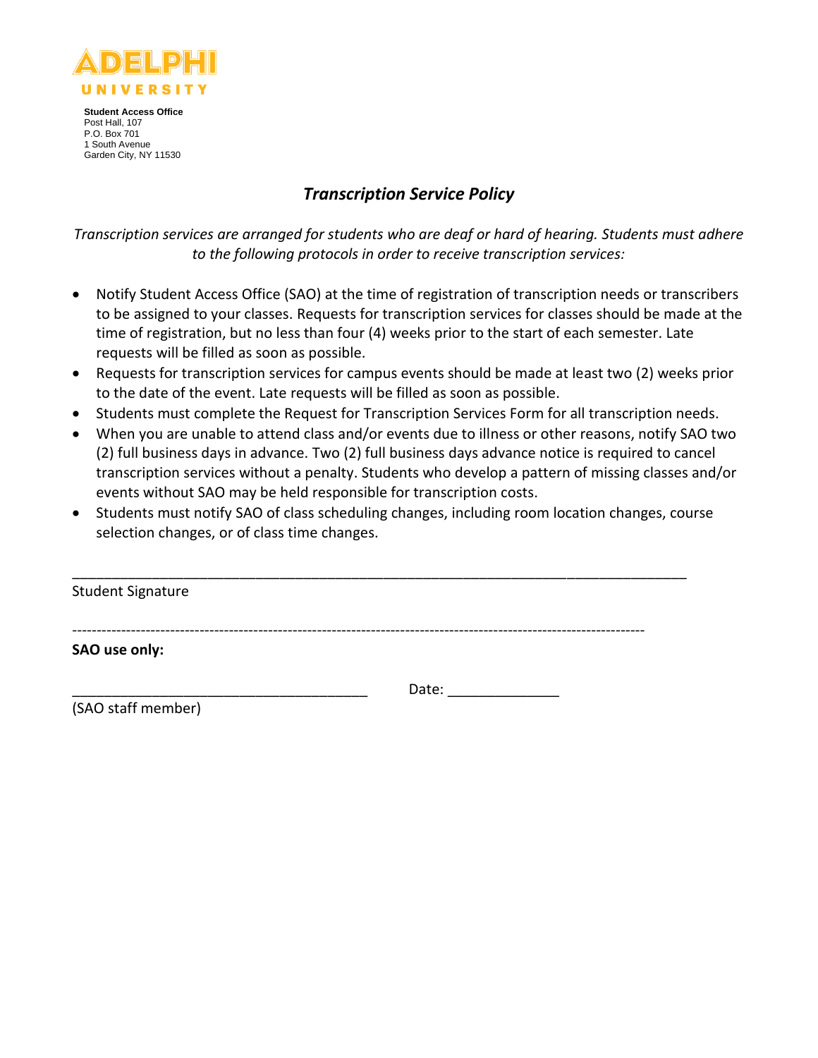ADELPHI UNIVERSITY

**Student Access Office**
Post Hall, 107
P.O. Box 701
1 South Avenue
Garden City, NY 11530

# *Transcription Service Policy*

*Transcription services are arranged for students who are deaf or hard of hearing. Students must adhere to the following protocols in order to receive transcription services:*

- Notify Student Access Office (SAO) at the time of registration of transcription needs or transcribers to be assigned to your classes. Requests for transcription services for classes should be made at the time of registration, but no less than four (4) weeks prior to the start of each semester. Late requests will be filled as soon as possible.
- Requests for transcription services for campus events should be made at least two (2) weeks prior to the date of the event. Late requests will be filled as soon as possible.
- Students must complete the Request for Transcription Services Form for all transcription needs.
- When you are unable to attend class and/or events due to illness or other reasons, notify SAO two (2) full business days in advance. Two (2) full business days advance notice is required to cancel transcription services without a penalty. Students who develop a pattern of missing classes and/or events without SAO may be held responsible for transcription costs.
- Students must notify SAO of class scheduling changes, including room location changes, course selection changes, or of class time changes.

\_\_\_\_\_\_\_\_\_\_\_\_\_\_\_\_\_\_\_\_\_\_\_\_\_\_\_\_\_\_\_\_\_\_\_\_\_\_\_\_\_\_\_\_\_\_\_\_\_\_\_\_\_\_\_\_\_\_\_\_\_\_\_\_\_\_\_\_\_\_\_\_
Student Signature

---

**SAO use only:**

\_\_\_\_\_\_\_\_\_\_\_\_\_\_\_\_\_\_\_\_\_\_\_\_\_\_\_\_\_\_\_\_\_\_\_\_ Date: \_\_\_\_\_\_\_\_\_\_\_\_\_\_
(SAO staff member)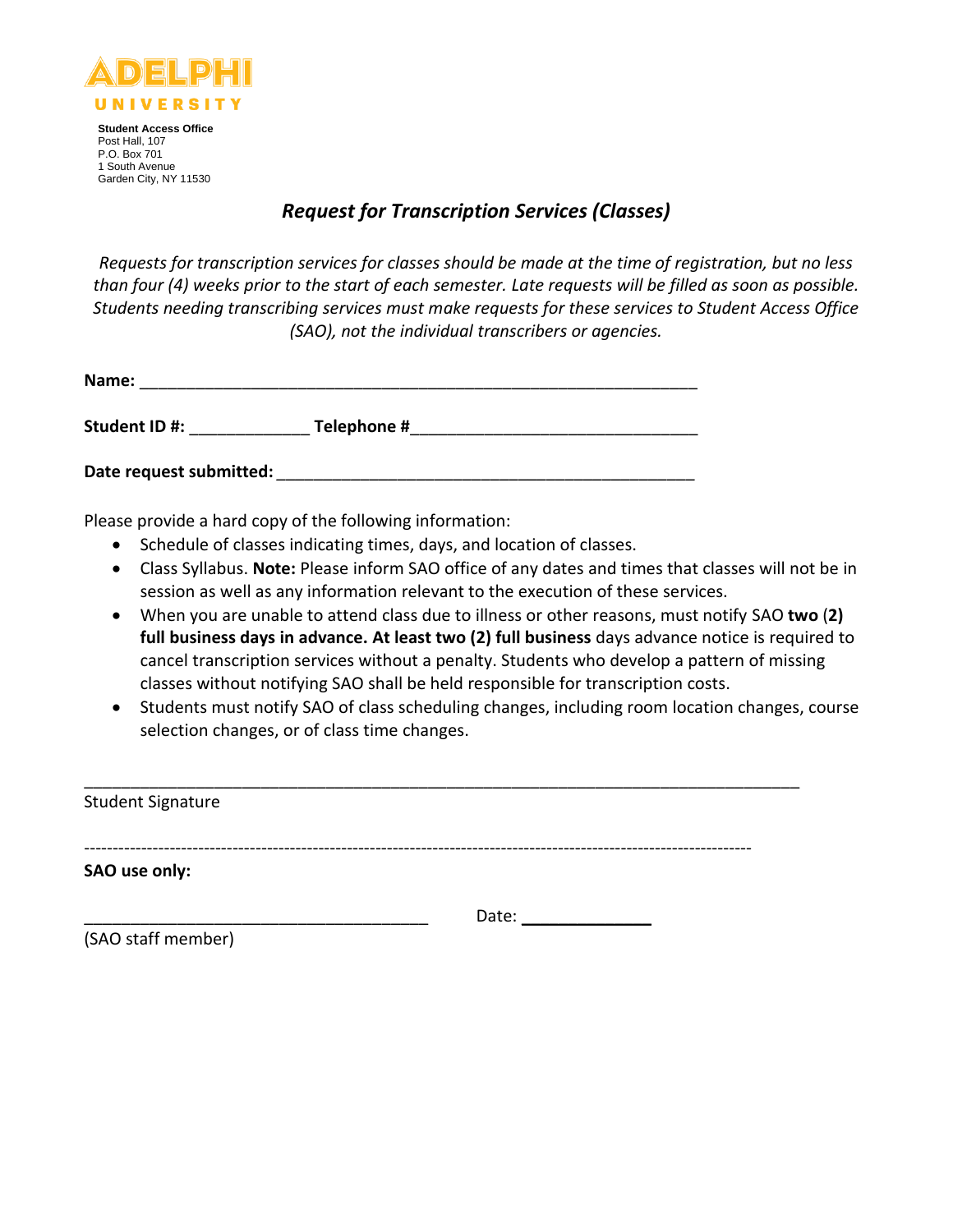ADELPHI UNIVERSITY

**Student Access Office**
Post Hall, 107
P.O. Box 701
1 South Avenue
Garden City, NY 11530

## *Request for Transcription Services (Classes)*

*Requests for transcription services for classes should be made at the time of registration, but no less than four (4) weeks prior to the start of each semester. Late requests will be filled as soon as possible. Students needing transcribing services must make requests for these services to Student Access Office (SAO), not the individual transcribers or agencies.*

**Name:** ____________________________________________________________

**Student ID #:** _____________ **Telephone #**_______________________________

**Date request submitted:** _____________________________________________

Please provide a hard copy of the following information:

- Schedule of classes indicating times, days, and location of classes.
- Class Syllabus. **Note:** Please inform SAO office of any dates and times that classes will not be in session as well as any information relevant to the execution of these services.
- When you are unable to attend class due to illness or other reasons, must notify SAO **two** (**2) full business days in advance. At least two (2) full business** days advance notice is required to cancel transcription services without a penalty. Students who develop a pattern of missing classes without notifying SAO shall be held responsible for transcription costs.
- Students must notify SAO of class scheduling changes, including room location changes, course selection changes, or of class time changes.

______________________________________________________________________________
Student Signature

---

**SAO use only:**

______________________________________ Date: ______________
(SAO staff member)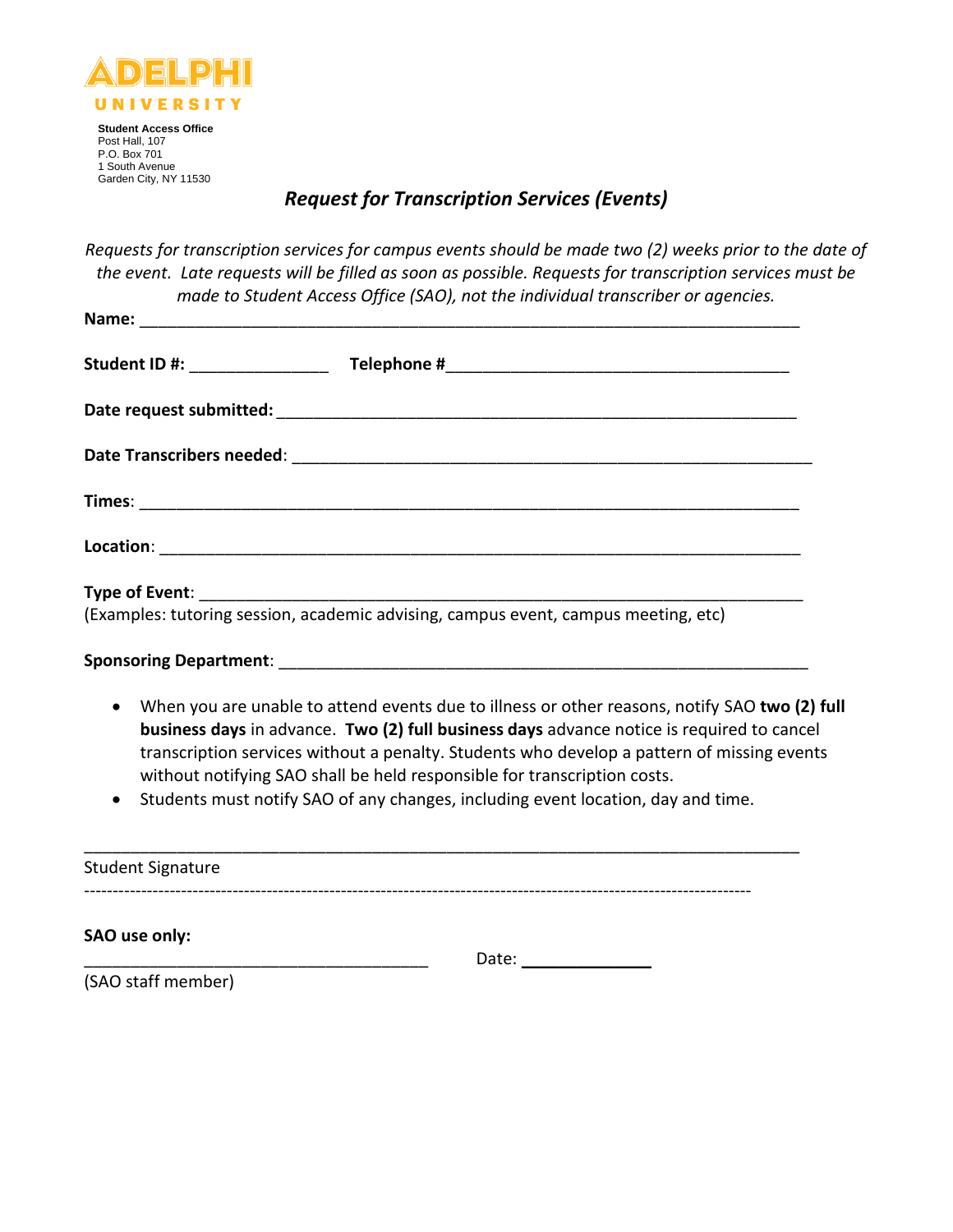**ADELPHI UNIVERSITY**

**Student Access Office**
Post Hall, 107
P.O. Box 701
1 South Avenue
Garden City, NY 11530

## *Request for Transcription Services (Events)*

*Requests for transcription services for campus events should be made two (2) weeks prior to the date of the event. Late requests will be filled as soon as possible. Requests for transcription services must be made to Student Access Office (SAO), not the individual transcriber or agencies.*

**Name:** ___________________________________________________________________________

**Student ID #:** _______________ **Telephone #**_____________________________________

**Date request submitted:** ___________________________________________________________

**Date Transcribers needed**: __________________________________________________________

**Times**: ___________________________________________________________________________

**Location**: ________________________________________________________________________

**Type of Event**: ____________________________________________________________________
(Examples: tutoring session, academic advising, campus event, campus meeting, etc)

**Sponsoring Department**: ____________________________________________________________

- When you are unable to attend events due to illness or other reasons, notify SAO **two (2) full business days** in advance. **Two (2) full business days** advance notice is required to cancel transcription services without a penalty. Students who develop a pattern of missing events without notifying SAO shall be held responsible for transcription costs.
- Students must notify SAO of any changes, including event location, day and time.

___________________________________________________________________________
Student Signature

---

**SAO use only:**

_______________________________________ Date: ______________
(SAO staff member)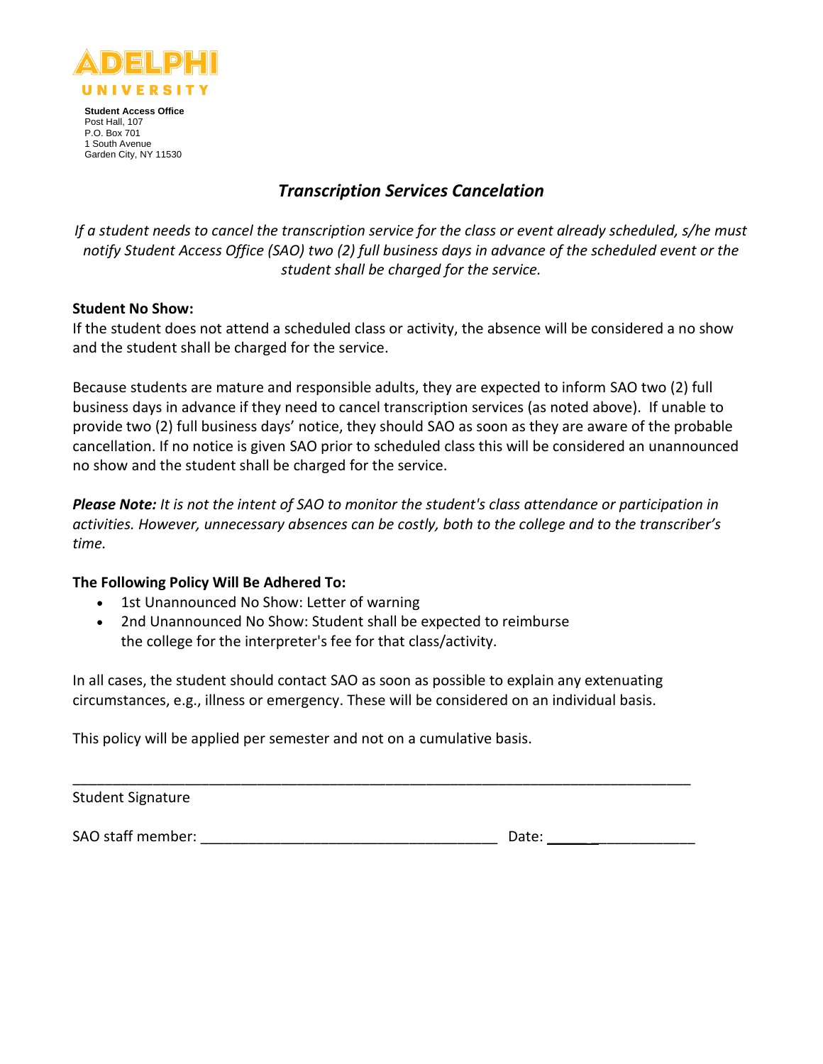**ADELPHI UNIVERSITY**

**Student Access Office**
Post Hall, 107
P.O. Box 701
1 South Avenue
Garden City, NY 11530

## *Transcription Services Cancelation*

*If a student needs to cancel the transcription service for the class or event already scheduled, s/he must notify Student Access Office (SAO) two (2) full business days in advance of the scheduled event or the student shall be charged for the service.*

**Student No Show:**
If the student does not attend a scheduled class or activity, the absence will be considered a no show and the student shall be charged for the service.

Because students are mature and responsible adults, they are expected to inform SAO two (2) full business days in advance if they need to cancel transcription services (as noted above). If unable to provide two (2) full business days' notice, they should SAO as soon as they are aware of the probable cancellation. If no notice is given SAO prior to scheduled class this will be considered an unannounced no show and the student shall be charged for the service.

***Please Note:*** *It is not the intent of SAO to monitor the student's class attendance or participation in activities. However, unnecessary absences can be costly, both to the college and to the transcriber's time.*

**The Following Policy Will Be Adhered To:**

- 1st Unannounced No Show: Letter of warning
- 2nd Unannounced No Show: Student shall be expected to reimburse the college for the interpreter's fee for that class/activity.

In all cases, the student should contact SAO as soon as possible to explain any extenuating circumstances, e.g., illness or emergency. These will be considered on an individual basis.

This policy will be applied per semester and not on a cumulative basis.

_______________________________________________________________________________
Student Signature

SAO staff member: ______________________________________ Date: ___________________